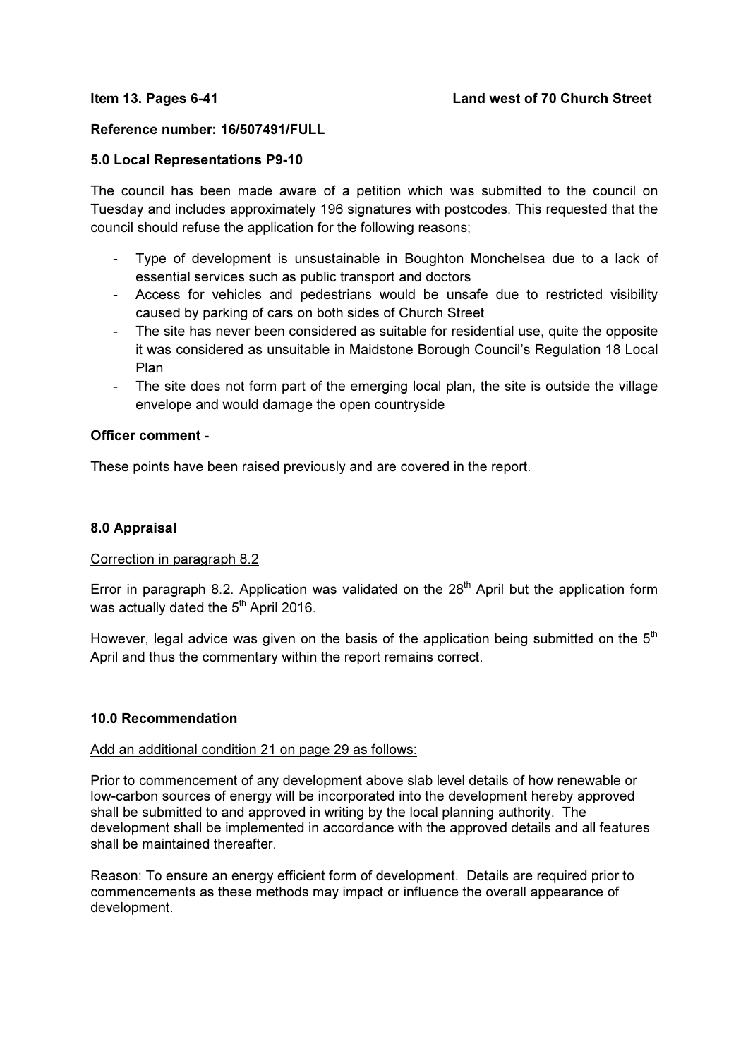**Item 13. Pages 6-41** **Land west of 70 Church Street**

**Reference number: 16/507491/FULL**

**5.0 Local Representations P9-10**

The council has been made aware of a petition which was submitted to the council on Tuesday and includes approximately 196 signatures with postcodes. This requested that the council should refuse the application for the following reasons;

- Type of development is unsustainable in Boughton Monchelsea due to a lack of essential services such as public transport and doctors
- Access for vehicles and pedestrians would be unsafe due to restricted visibility caused by parking of cars on both sides of Church Street
- The site has never been considered as suitable for residential use, quite the opposite it was considered as unsuitable in Maidstone Borough Council's Regulation 18 Local Plan
- The site does not form part of the emerging local plan, the site is outside the village envelope and would damage the open countryside

**Officer comment -**

These points have been raised previously and are covered in the report.

**8.0 Appraisal**

Correction in paragraph 8.2

Error in paragraph 8.2. Application was validated on the 28th April but the application form was actually dated the 5th April 2016.

However, legal advice was given on the basis of the application being submitted on the 5th April and thus the commentary within the report remains correct.

**10.0 Recommendation**

Add an additional condition 21 on page 29 as follows:

Prior to commencement of any development above slab level details of how renewable or low-carbon sources of energy will be incorporated into the development hereby approved shall be submitted to and approved in writing by the local planning authority. The development shall be implemented in accordance with the approved details and all features shall be maintained thereafter.

Reason: To ensure an energy efficient form of development. Details are required prior to commencements as these methods may impact or influence the overall appearance of development.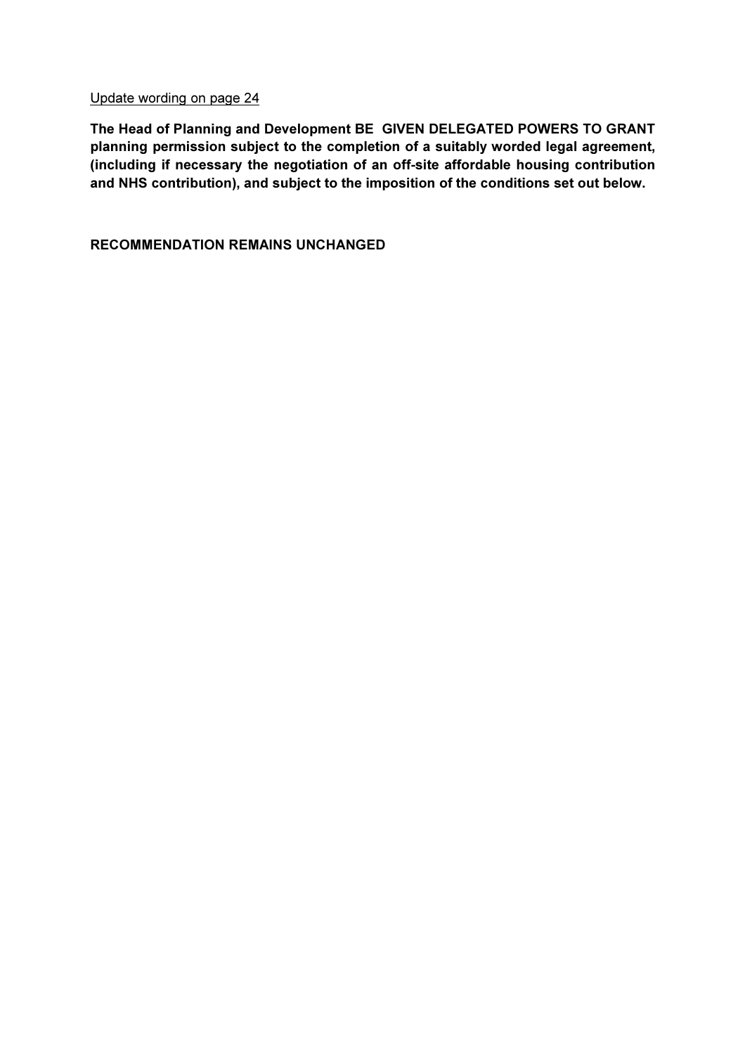Update wording on page 24

**The Head of Planning and Development BE GIVEN DELEGATED POWERS TO GRANT planning permission subject to the completion of a suitably worded legal agreement, (including if necessary the negotiation of an off-site affordable housing contribution and NHS contribution), and subject to the imposition of the conditions set out below.**

**RECOMMENDATION REMAINS UNCHANGED**